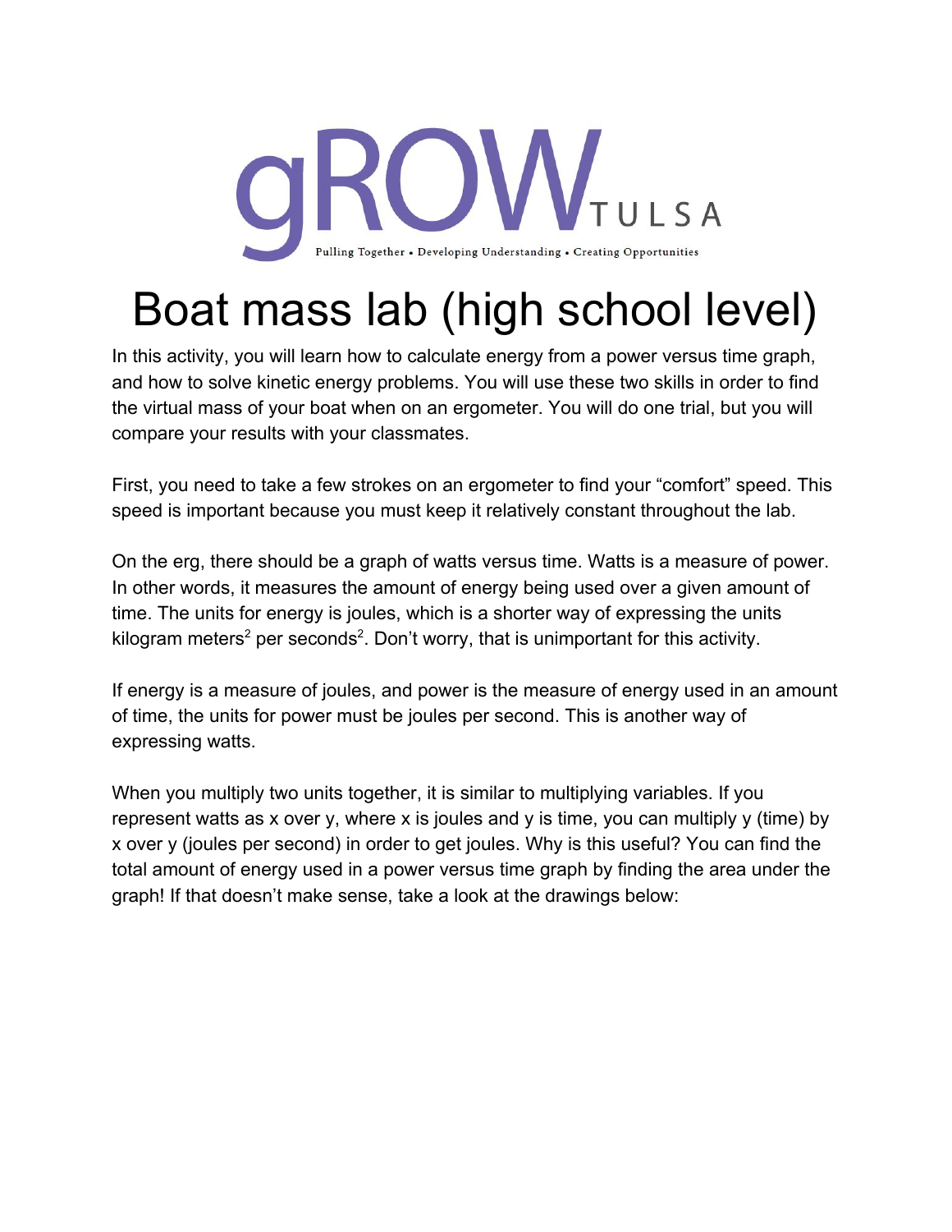gROW TULSA

Pulling Together • Developing Understanding • Creating Opportunities

# Boat mass lab (high school level)

In this activity, you will learn how to calculate energy from a power versus time graph, and how to solve kinetic energy problems. You will use these two skills in order to find the virtual mass of your boat when on an ergometer. You will do one trial, but you will compare your results with your classmates.

First, you need to take a few strokes on an ergometer to find your "comfort" speed. This speed is important because you must keep it relatively constant throughout the lab.

On the erg, there should be a graph of watts versus time. Watts is a measure of power. In other words, it measures the amount of energy being used over a given amount of time. The units for energy is joules, which is a shorter way of expressing the units kilogram meters$^2$ per seconds$^2$. Don't worry, that is unimportant for this activity.

If energy is a measure of joules, and power is the measure of energy used in an amount of time, the units for power must be joules per second. This is another way of expressing watts.

When you multiply two units together, it is similar to multiplying variables. If you represent watts as x over y, where x is joules and y is time, you can multiply y (time) by x over y (joules per second) in order to get joules. Why is this useful? You can find the total amount of energy used in a power versus time graph by finding the area under the graph! If that doesn't make sense, take a look at the drawings below: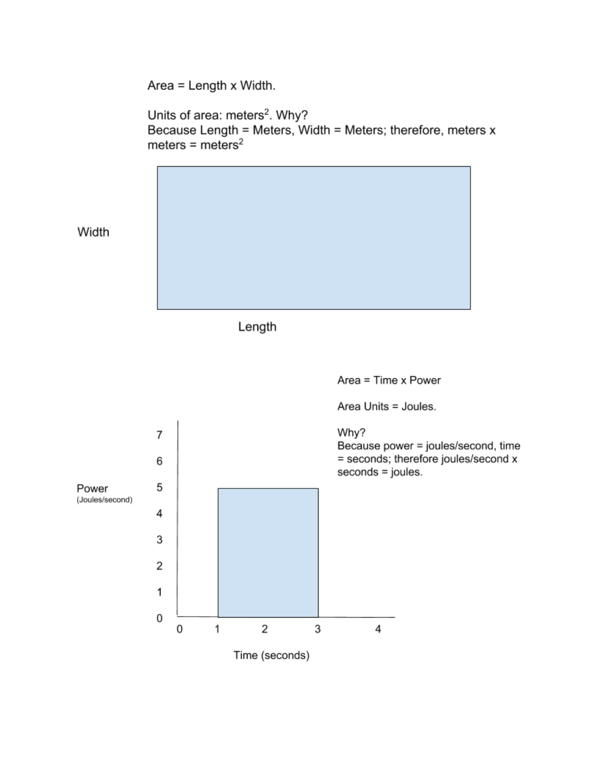Area = Length x Width.

Units of area: meters$^2$. Why?
Because Length = Meters, Width = Meters; therefore, meters x meters = meters$^2$

Width

Length

Area = Time x Power

Area Units = Joules.

Why?
Because power = joules/second, time = seconds; therefore joules/second x seconds = joules.

Power (Joules/second)

Time (seconds)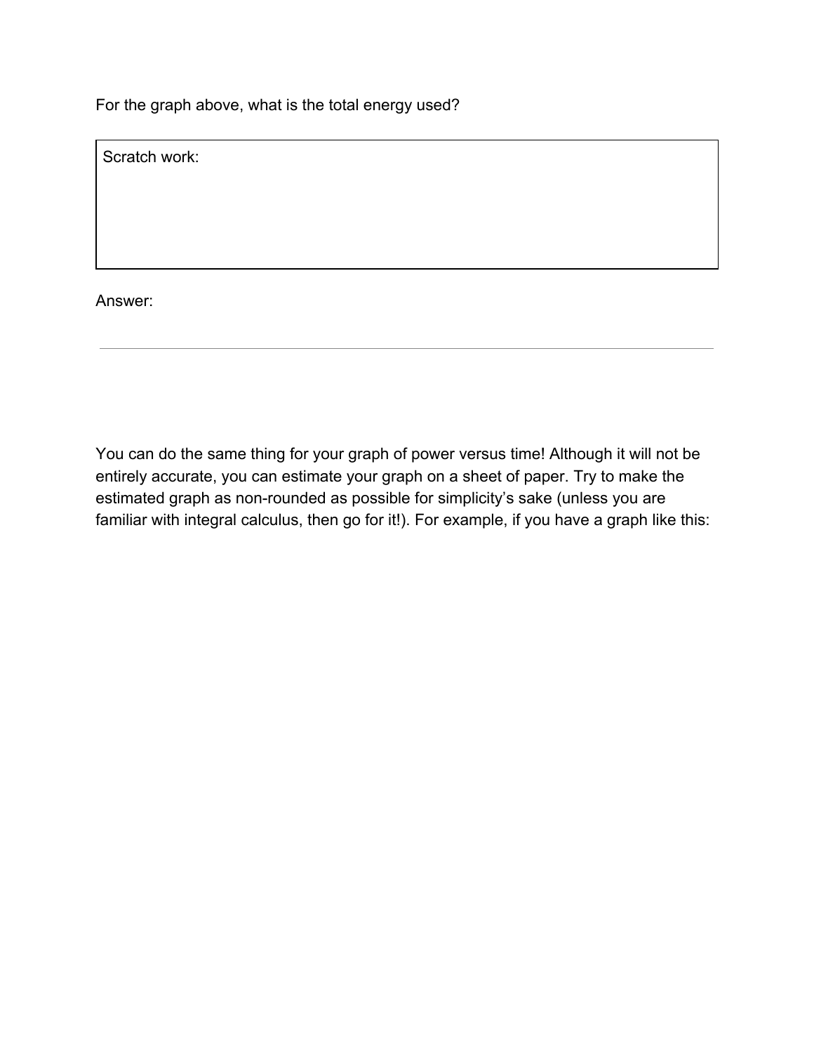For the graph above, what is the total energy used?

Scratch work:

Answer:

---

You can do the same thing for your graph of power versus time! Although it will not be entirely accurate, you can estimate your graph on a sheet of paper. Try to make the estimated graph as non-rounded as possible for simplicity's sake (unless you are familiar with integral calculus, then go for it!). For example, if you have a graph like this: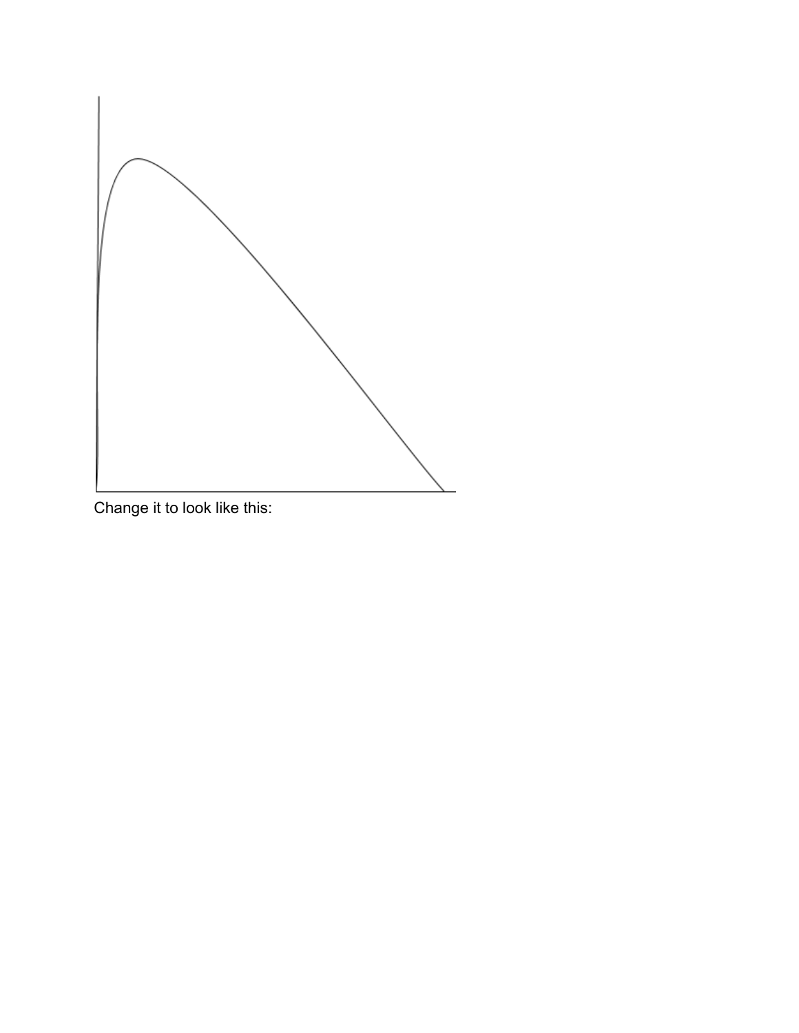Change it to look like this: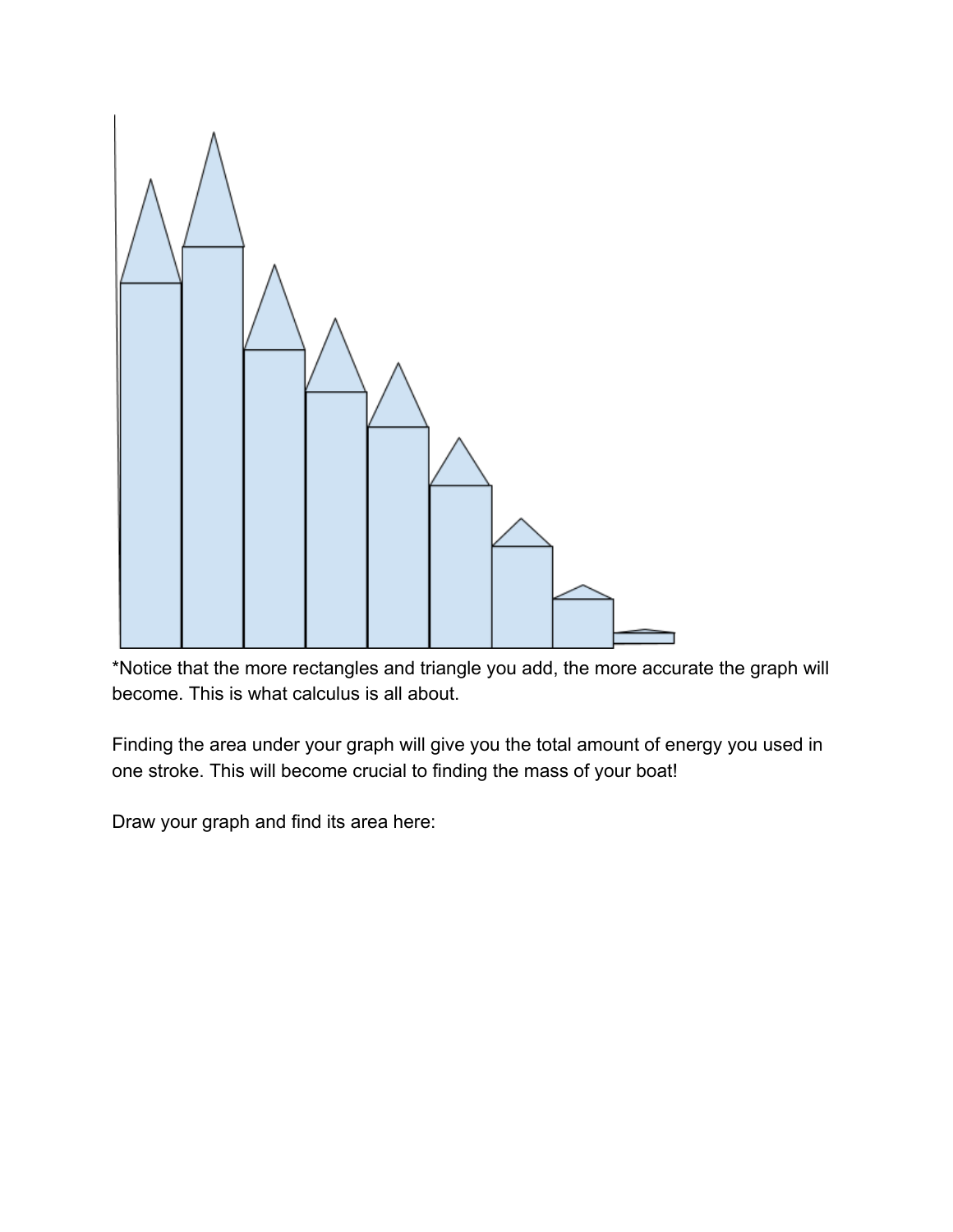*Notice that the more rectangles and triangle you add, the more accurate the graph will become. This is what calculus is all about.

Finding the area under your graph will give you the total amount of energy you used in one stroke. This will become crucial to finding the mass of your boat!

Draw your graph and find its area here: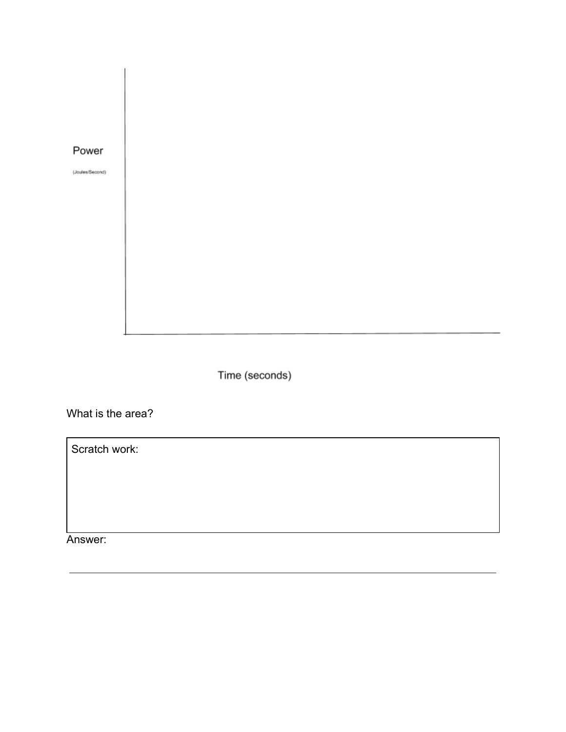Power

(Joules/Second)

Time (seconds)

What is the area?

Scratch work:

Answer: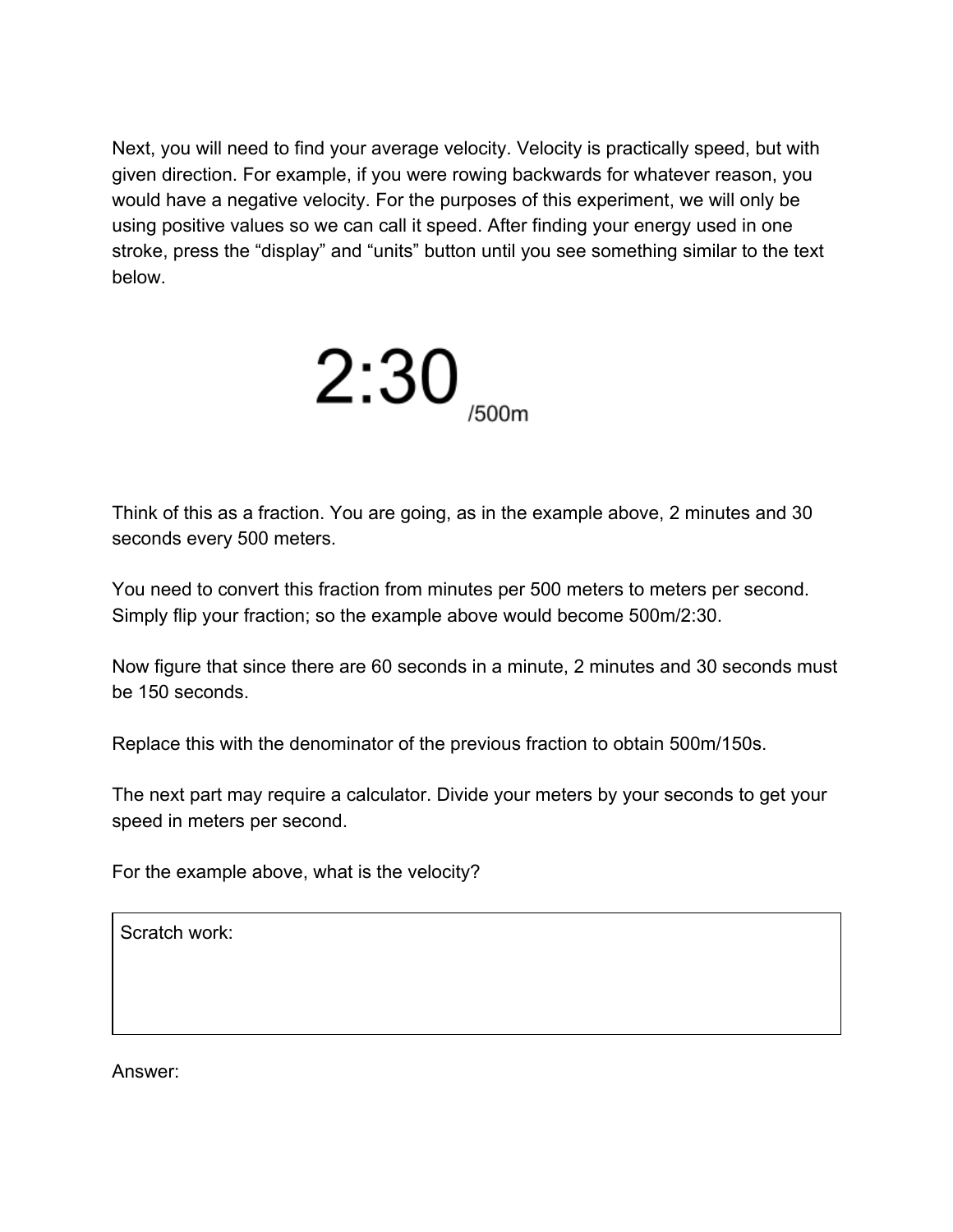Next, you will need to find your average velocity. Velocity is practically speed, but with given direction. For example, if you were rowing backwards for whatever reason, you would have a negative velocity. For the purposes of this experiment, we will only be using positive values so we can call it speed. After finding your energy used in one stroke, press the "display" and "units" button until you see something similar to the text below.

**2:30** /500m

Think of this as a fraction. You are going, as in the example above, 2 minutes and 30 seconds every 500 meters.

You need to convert this fraction from minutes per 500 meters to meters per second. Simply flip your fraction; so the example above would become 500m/2:30.

Now figure that since there are 60 seconds in a minute, 2 minutes and 30 seconds must be 150 seconds.

Replace this with the denominator of the previous fraction to obtain 500m/150s.

The next part may require a calculator. Divide your meters by your seconds to get your speed in meters per second.

For the example above, what is the velocity?

| Scratch work: |
| --- |
| |

Answer: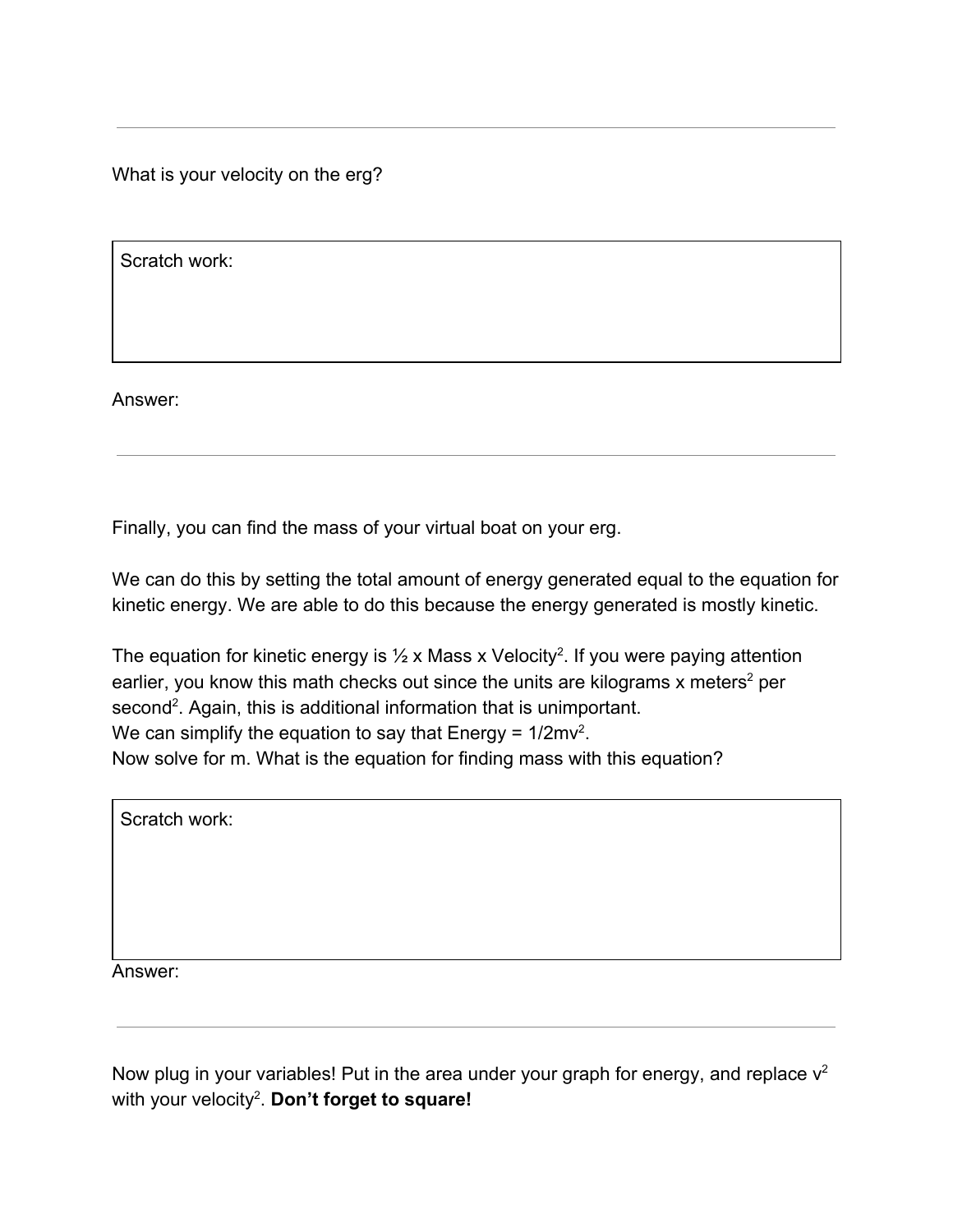---

What is your velocity on the erg?

| Scratch work: |
|---|
| |

Answer:

---

Finally, you can find the mass of your virtual boat on your erg.

We can do this by setting the total amount of energy generated equal to the equation for kinetic energy. We are able to do this because the energy generated is mostly kinetic.

The equation for kinetic energy is ½ x Mass x Velocity$^2$. If you were paying attention earlier, you know this math checks out since the units are kilograms x meters$^2$ per second$^2$. Again, this is additional information that is unimportant.

We can simplify the equation to say that Energy = $1/2mv^2$.

Now solve for m. What is the equation for finding mass with this equation?

| Scratch work: |
|---|
| |

Answer:

---

Now plug in your variables! Put in the area under your graph for energy, and replace $v^2$ with your velocity$^2$. **Don't forget to square!**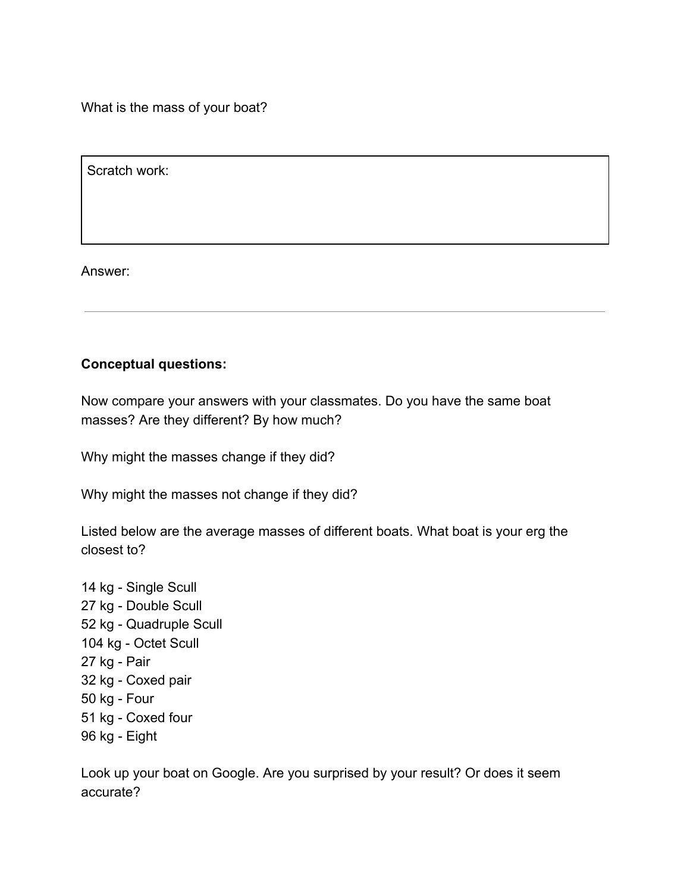What is the mass of your boat?

| Scratch work: |
|---|
| |

Answer:

---

**Conceptual questions:**

Now compare your answers with your classmates. Do you have the same boat masses? Are they different? By how much?

Why might the masses change if they did?

Why might the masses not change if they did?

Listed below are the average masses of different boats. What boat is your erg the closest to?

14 kg - Single Scull
27 kg - Double Scull
52 kg - Quadruple Scull
104 kg - Octet Scull
27 kg - Pair
32 kg - Coxed pair
50 kg - Four
51 kg - Coxed four
96 kg - Eight

Look up your boat on Google. Are you surprised by your result? Or does it seem accurate?